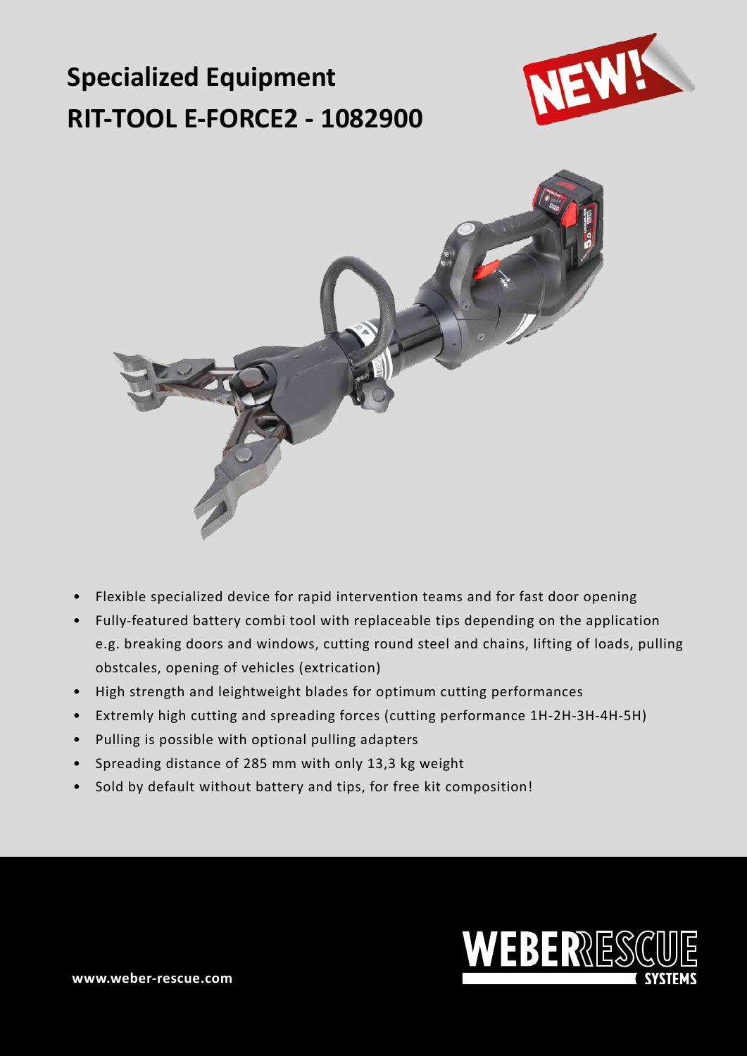# Specialized Equipment
# RIT-TOOL E-FORCE2 - 1082900

NEW!

- Flexible specialized device for rapid intervention teams and for fast door opening
- Fully-featured battery combi tool with replaceable tips depending on the application e.g. breaking doors and windows, cutting round steel and chains, lifting of loads, pulling obstcales, opening of vehicles (extrication)
- High strength and leightweight blades for optimum cutting performances
- Extremly high cutting and spreading forces (cutting performance 1H-2H-3H-4H-5H)
- Pulling is possible with optional pulling adapters
- Spreading distance of 285 mm with only 13,3 kg weight
- Sold by default without battery and tips, for free kit composition!

www.weber-rescue.com

WEBERRESCUE SYSTEMS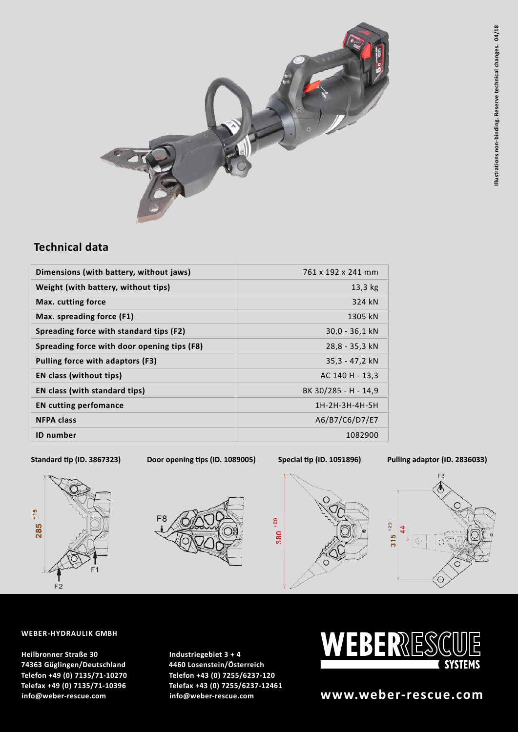## Technical data

| | |
|---|---|
| Dimensions (with battery, without jaws) | 761 x 192 x 241 mm |
| Weight (with battery, without tips) | 13,3 kg |
| Max. cutting force | 324 kN |
| Max. spreading force (F1) | 1305 kN |
| Spreading force with standard tips (F2) | 30,0 - 36,1 kN |
| Spreading force with door opening tips (F8) | 28,8 - 35,3 kN |
| Pulling force with adaptors (F3) | 35,3 - 47,2 kN |
| EN class (without tips) | AC 140 H - 13,3 |
| EN class (with standard tips) | BK 30/285 - H - 14,9 |
| EN cutting perfomance | 1H-2H-3H-4H-5H |
| NFPA class | A6/B7/C6/D7/E7 |
| ID number | 1082900 |

**Standard tip (ID. 3867323)**

285 +15

F1

F2

**Door opening tips (ID. 1089005)**

F8

**Special tip (ID. 1051896)**

380 +20

**Pulling adaptor (ID. 2836033)**

F3

315 +20

44

Illustrations non-binding. Reserve technical changes. 04/18

**WEBER-HYDRAULIK GMBH**

**Heilbronner Straße 30**
**74363 Güglingen/Deutschland**
**Telefon +49 (0) 7135/71-10270**
**Telefax +49 (0) 7135/71-10396**
**info@weber-rescue.com**

**Industriegebiet 3 + 4**
**4460 Losenstein/Österreich**
**Telefon +43 (0) 7255/6237-120**
**Telefax +43 (0) 7255/6237-12461**
**info@weber-rescue.com**

WEBERRESCUE SYSTEMS

**www.weber-rescue.com**